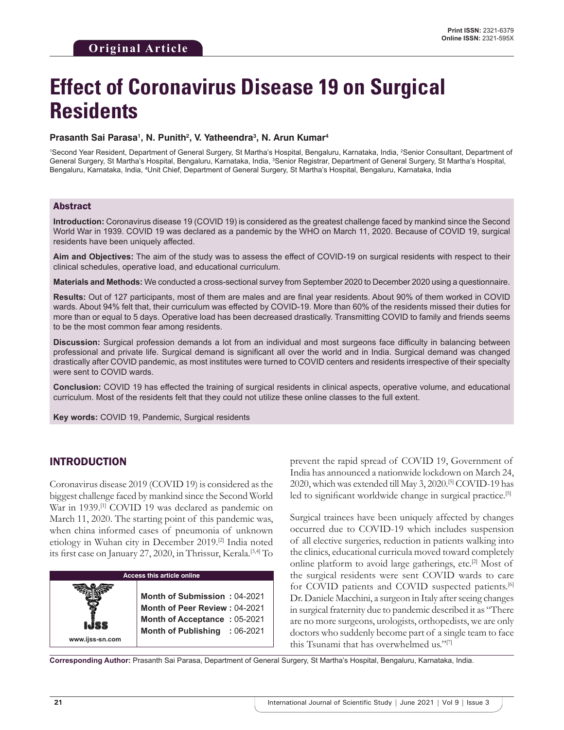Original Article

Print ISSN: 2321-6379
Online ISSN: 2321-595X

# Effect of Coronavirus Disease 19 on Surgical Residents

**Prasanth Sai Parasa[1], N. Punith[2], V. Yatheendra[3], N. Arun Kumar[4]**

[1]Second Year Resident, Department of General Surgery, St Martha's Hospital, Bengaluru, Karnataka, India, [2]Senior Consultant, Department of General Surgery, St Martha's Hospital, Bengaluru, Karnataka, India, [3]Senior Registrar, Department of General Surgery, St Martha's Hospital, Bengaluru, Karnataka, India, [4]Unit Chief, Department of General Surgery, St Martha's Hospital, Bengaluru, Karnataka, India

## Abstract

**Introduction:** Coronavirus disease 19 (COVID 19) is considered as the greatest challenge faced by mankind since the Second World War in 1939. COVID 19 was declared as a pandemic by the WHO on March 11, 2020. Because of COVID 19, surgical residents have been uniquely affected.

**Aim and Objectives:** The aim of the study was to assess the effect of COVID-19 on surgical residents with respect to their clinical schedules, operative load, and educational curriculum.

**Materials and Methods:** We conducted a cross-sectional survey from September 2020 to December 2020 using a questionnaire.

**Results:** Out of 127 participants, most of them are males and are final year residents. About 90% of them worked in COVID wards. About 94% felt that, their curriculum was effected by COVID-19. More than 60% of the residents missed their duties for more than or equal to 5 days. Operative load has been decreased drastically. Transmitting COVID to family and friends seems to be the most common fear among residents.

**Discussion:** Surgical profession demands a lot from an individual and most surgeons face difficulty in balancing between professional and private life. Surgical demand is significant all over the world and in India. Surgical demand was changed drastically after COVID pandemic, as most institutes were turned to COVID centers and residents irrespective of their specialty were sent to COVID wards.

**Conclusion:** COVID 19 has effected the training of surgical residents in clinical aspects, operative volume, and educational curriculum. Most of the residents felt that they could not utilize these online classes to the full extent.

**Key words:** COVID 19, Pandemic, Surgical residents

## INTRODUCTION

Coronavirus disease 2019 (COVID 19) is considered as the biggest challenge faced by mankind since the Second World War in 1939.[1] COVID 19 was declared as pandemic on March 11, 2020. The starting point of this pandemic was, when china informed cases of pneumonia of unknown etiology in Wuhan city in December 2019.[2] India noted its first case on January 27, 2020, in Thrissur, Kerala.[3,4] To prevent the rapid spread of COVID 19, Government of India has announced a nationwide lockdown on March 24, 2020, which was extended till May 3, 2020.[5] COVID-19 has led to significant worldwide change in surgical practice.[5]

| Access this article online | |
|---|---|
| www.ijss-sn.com | **Month of Submission :** 04-2021<br>**Month of Peer Review :** 04-2021<br>**Month of Acceptance :** 05-2021<br>**Month of Publishing :** 06-2021 |

Surgical trainees have been uniquely affected by changes occurred due to COVID-19 which includes suspension of all elective surgeries, reduction in patients walking into the clinics, educational curricula moved toward completely online platform to avoid large gatherings, etc.[2] Most of the surgical residents were sent COVID wards to care for COVID patients and COVID suspected patients.[6] Dr. Daniele Macchini, a surgeon in Italy after seeing changes in surgical fraternity due to pandemic described it as "There are no more surgeons, urologists, orthopedists, we are only doctors who suddenly become part of a single team to face this Tsunami that has overwhelmed us."[7]

**Corresponding Author:** Prasanth Sai Parasa, Department of General Surgery, St Martha's Hospital, Bengaluru, Karnataka, India.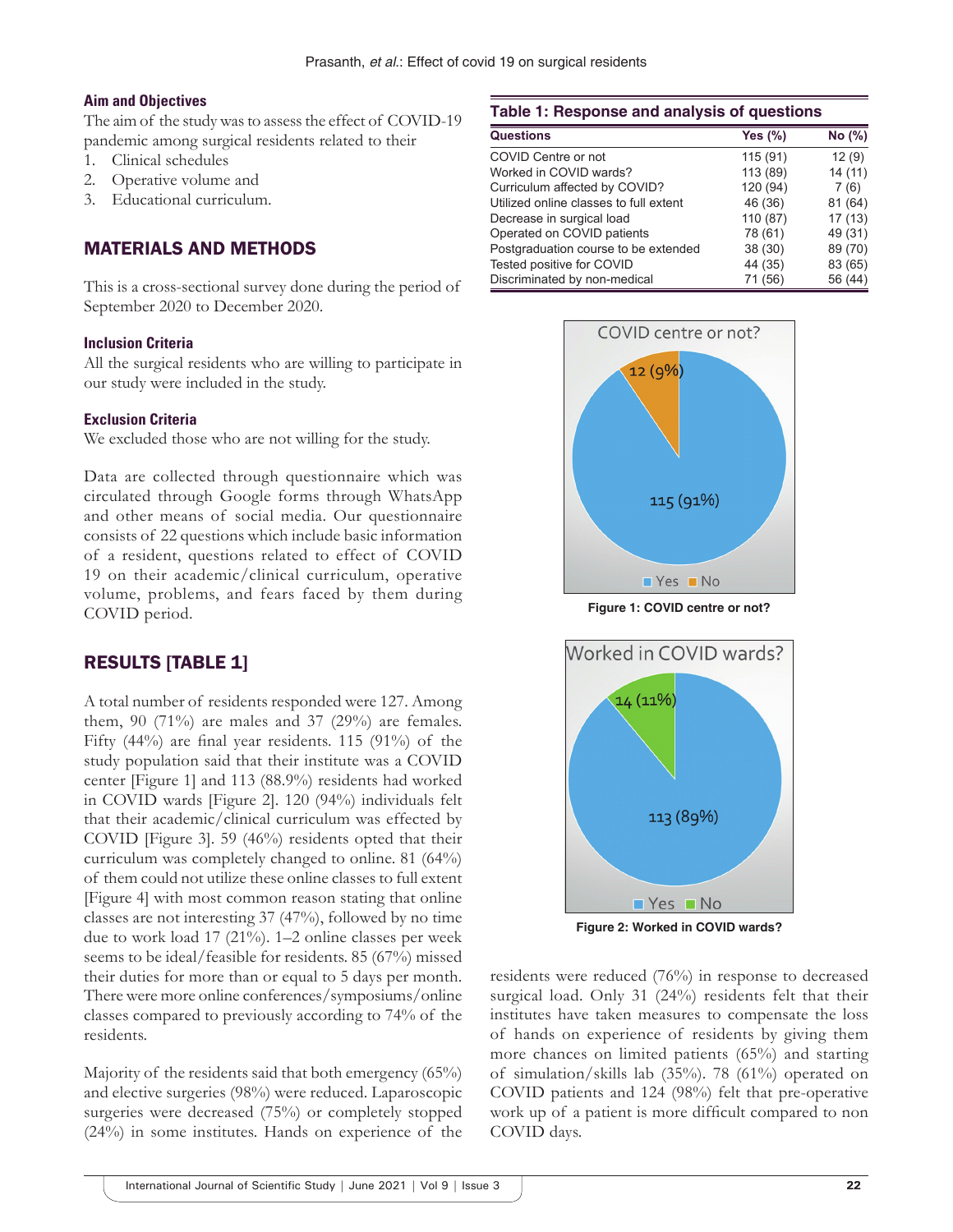### Aim and Objectives

The aim of the study was to assess the effect of COVID-19 pandemic among surgical residents related to their

1. Clinical schedules
2. Operative volume and
3. Educational curriculum.

## MATERIALS AND METHODS

This is a cross-sectional survey done during the period of September 2020 to December 2020.

### Inclusion Criteria

All the surgical residents who are willing to participate in our study were included in the study.

### Exclusion Criteria

We excluded those who are not willing for the study.

Data are collected through questionnaire which was circulated through Google forms through WhatsApp and other means of social media. Our questionnaire consists of 22 questions which include basic information of a resident, questions related to effect of COVID 19 on their academic/clinical curriculum, operative volume, problems, and fears faced by them during COVID period.

## RESULTS [TABLE 1]

A total number of residents responded were 127. Among them, 90 (71%) are males and 37 (29%) are females. Fifty (44%) are final year residents. 115 (91%) of the study population said that their institute was a COVID center [Figure 1] and 113 (88.9%) residents had worked in COVID wards [Figure 2]. 120 (94%) individuals felt that their academic/clinical curriculum was effected by COVID [Figure 3]. 59 (46%) residents opted that their curriculum was completely changed to online. 81 (64%) of them could not utilize these online classes to full extent [Figure 4] with most common reason stating that online classes are not interesting 37 (47%), followed by no time due to work load 17 (21%). 1–2 online classes per week seems to be ideal/feasible for residents. 85 (67%) missed their duties for more than or equal to 5 days per month. There were more online conferences/symposiums/online classes compared to previously according to 74% of the residents.

Majority of the residents said that both emergency (65%) and elective surgeries (98%) were reduced. Laparoscopic surgeries were decreased (75%) or completely stopped (24%) in some institutes. Hands on experience of the residents were reduced (76%) in response to decreased surgical load. Only 31 (24%) residents felt that their institutes have taken measures to compensate the loss of hands on experience of residents by giving them more chances on limited patients (65%) and starting of simulation/skills lab (35%). 78 (61%) operated on COVID patients and 124 (98%) felt that pre-operative work up of a patient is more difficult compared to non COVID days.

**Table 1: Response and analysis of questions**

| Questions | Yes (%) | No (%) |
|---|---|---|
| COVID Centre or not | 115 (91) | 12 (9) |
| Worked in COVID wards? | 113 (89) | 14 (11) |
| Curriculum affected by COVID? | 120 (94) | 7 (6) |
| Utilized online classes to full extent | 46 (36) | 81 (64) |
| Decrease in surgical load | 110 (87) | 17 (13) |
| Operated on COVID patients | 78 (61) | 49 (31) |
| Postgraduation course to be extended | 38 (30) | 89 (70) |
| Tested positive for COVID | 44 (35) | 83 (65) |
| Discriminated by non-medical | 71 (56) | 56 (44) |

**Figure 1: COVID centre or not?**

**Figure 2: Worked in COVID wards?**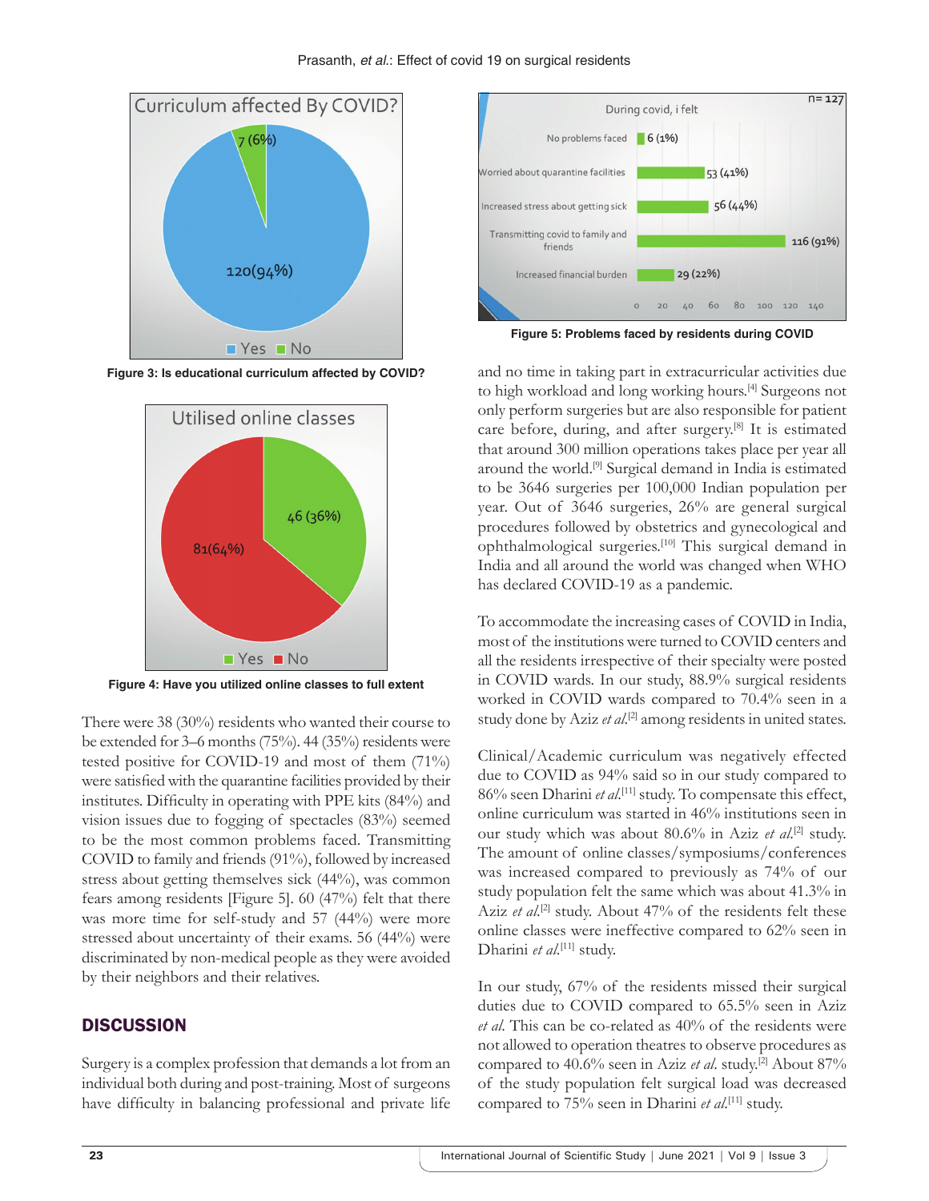Figure 3: Is educational curriculum affected by COVID?

Figure 4: Have you utilized online classes to full extent

There were 38 (30%) residents who wanted their course to be extended for 3–6 months (75%). 44 (35%) residents were tested positive for COVID-19 and most of them (71%) were satisfied with the quarantine facilities provided by their institutes. Difficulty in operating with PPE kits (84%) and vision issues due to fogging of spectacles (83%) seemed to be the most common problems faced. Transmitting COVID to family and friends (91%), followed by increased stress about getting themselves sick (44%), was common fears among residents [Figure 5]. 60 (47%) felt that there was more time for self-study and 57 (44%) were more stressed about uncertainty of their exams. 56 (44%) were discriminated by non-medical people as they were avoided by their neighbors and their relatives.

Figure 5: Problems faced by residents during COVID

## DISCUSSION

Surgery is a complex profession that demands a lot from an individual both during and post-training. Most of surgeons have difficulty in balancing professional and private life and no time in taking part in extracurricular activities due to high workload and long working hours.[4] Surgeons not only perform surgeries but are also responsible for patient care before, during, and after surgery.[8] It is estimated that around 300 million operations takes place per year all around the world.[9] Surgical demand in India is estimated to be 3646 surgeries per 100,000 Indian population per year. Out of 3646 surgeries, 26% are general surgical procedures followed by obstetrics and gynecological and ophthalmological surgeries.[10] This surgical demand in India and all around the world was changed when WHO has declared COVID-19 as a pandemic.

To accommodate the increasing cases of COVID in India, most of the institutions were turned to COVID centers and all the residents irrespective of their specialty were posted in COVID wards. In our study, 88.9% surgical residents worked in COVID wards compared to 70.4% seen in a study done by Aziz *et al.*[2] among residents in united states.

Clinical/Academic curriculum was negatively effected due to COVID as 94% said so in our study compared to 86% seen Dharini *et al.*[11] study. To compensate this effect, online curriculum was started in 46% institutions seen in our study which was about 80.6% in Aziz *et al.*[2] study. The amount of online classes/symposiums/conferences was increased compared to previously as 74% of our study population felt the same which was about 41.3% in Aziz *et al.*[2] study. About 47% of the residents felt these online classes were ineffective compared to 62% seen in Dharini *et al.*[11] study.

In our study, 67% of the residents missed their surgical duties due to COVID compared to 65.5% seen in Aziz *et al.* This can be co-related as 40% of the residents were not allowed to operation theatres to observe procedures as compared to 40.6% seen in Aziz *et al.* study.[2] About 87% of the study population felt surgical load was decreased compared to 75% seen in Dharini *et al.*[11] study.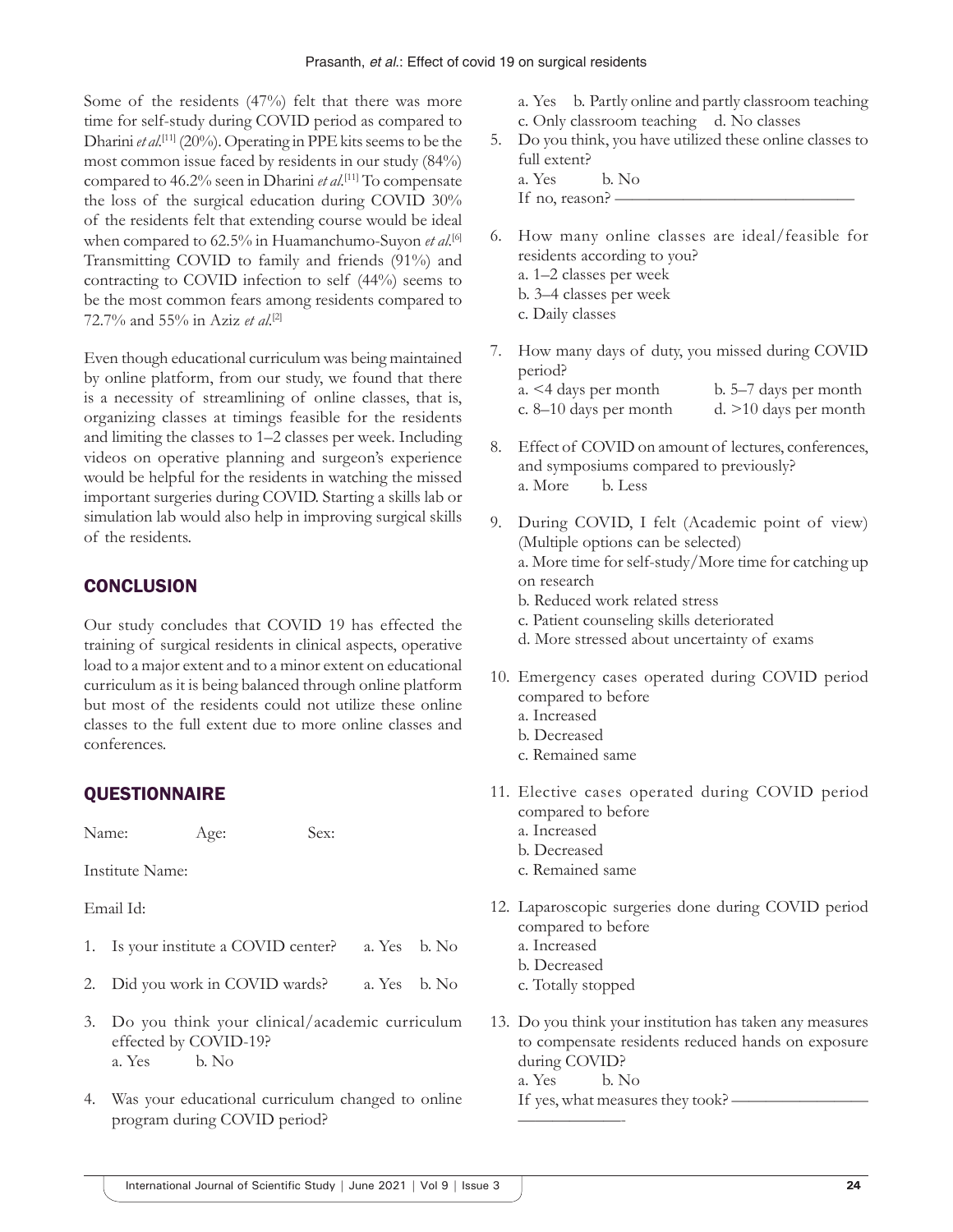Some of the residents (47%) felt that there was more time for self-study during COVID period as compared to Dharini *et al*.[11] (20%). Operating in PPE kits seems to be the most common issue faced by residents in our study (84%) compared to 46.2% seen in Dharini *et al*.[11] To compensate the loss of the surgical education during COVID 30% of the residents felt that extending course would be ideal when compared to 62.5% in Huamanchumo-Suyon *et al*.[6] Transmitting COVID to family and friends (91%) and contracting to COVID infection to self (44%) seems to be the most common fears among residents compared to 72.7% and 55% in Aziz *et al*.[2]

Even though educational curriculum was being maintained by online platform, from our study, we found that there is a necessity of streamlining of online classes, that is, organizing classes at timings feasible for the residents and limiting the classes to 1–2 classes per week. Including videos on operative planning and surgeon's experience would be helpful for the residents in watching the missed important surgeries during COVID. Starting a skills lab or simulation lab would also help in improving surgical skills of the residents.

## CONCLUSION

Our study concludes that COVID 19 has effected the training of surgical residents in clinical aspects, operative load to a major extent and to a minor extent on educational curriculum as it is being balanced through online platform but most of the residents could not utilize these online classes to the full extent due to more online classes and conferences.

## QUESTIONNAIRE

Name: Age: Sex:

Institute Name:

Email Id:

1. Is your institute a COVID center? a. Yes b. No
2. Did you work in COVID wards? a. Yes b. No
3. Do you think your clinical/academic curriculum effected by COVID-19?
   a. Yes b. No
4. Was your educational curriculum changed to online program during COVID period?
   a. Yes b. Partly online and partly classroom teaching
   c. Only classroom teaching d. No classes
5. Do you think, you have utilized these online classes to full extent?
   a. Yes b. No
   If no, reason? ——————————————
6. How many online classes are ideal/feasible for residents according to you?
   a. 1–2 classes per week
   b. 3–4 classes per week
   c. Daily classes
7. How many days of duty, you missed during COVID period?
   a. <4 days per month b. 5–7 days per month
   c. 8–10 days per month d. >10 days per month
8. Effect of COVID on amount of lectures, conferences, and symposiums compared to previously?
   a. More b. Less
9. During COVID, I felt (Academic point of view) (Multiple options can be selected)
   a. More time for self-study/More time for catching up on research
   b. Reduced work related stress
   c. Patient counseling skills deteriorated
   d. More stressed about uncertainty of exams
10. Emergency cases operated during COVID period compared to before
    a. Increased
    b. Decreased
    c. Remained same
11. Elective cases operated during COVID period compared to before
    a. Increased
    b. Decreased
    c. Remained same
12. Laparoscopic surgeries done during COVID period compared to before
    a. Increased
    b. Decreased
    c. Totally stopped
13. Do you think your institution has taken any measures to compensate residents reduced hands on exposure during COVID?
    a. Yes b. No
    If yes, what measures they took? ————————————————-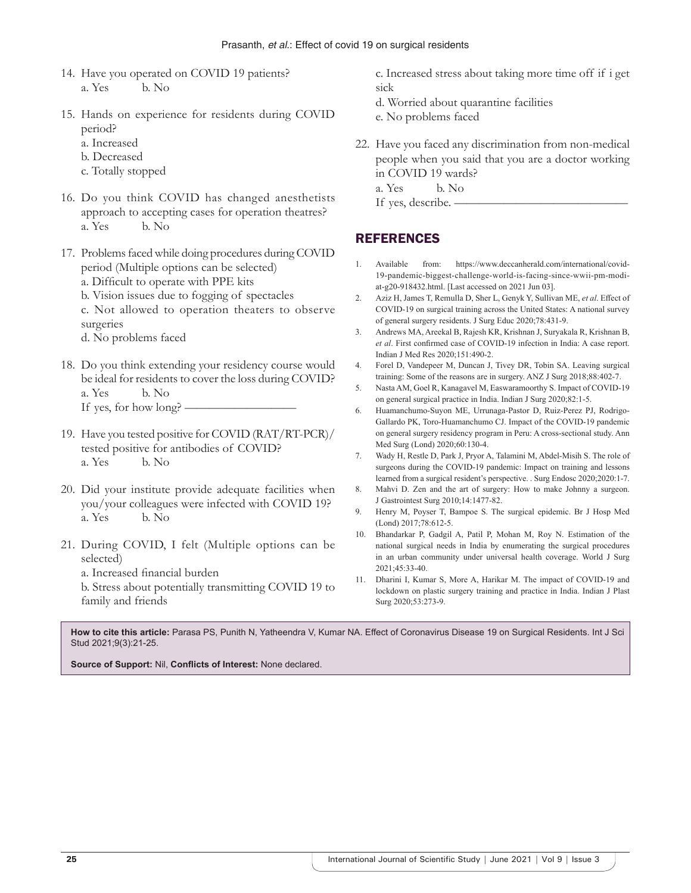14. Have you operated on COVID 19 patients?
    a. Yes b. No

15. Hands on experience for residents during COVID period?
    a. Increased
    b. Decreased
    c. Totally stopped

16. Do you think COVID has changed anesthetists approach to accepting cases for operation theatres?
    a. Yes b. No

17. Problems faced while doing procedures during COVID period (Multiple options can be selected)
    a. Difficult to operate with PPE kits
    b. Vision issues due to fogging of spectacles
    c. Not allowed to operation theaters to observe surgeries
    d. No problems faced

18. Do you think extending your residency course would be ideal for residents to cover the loss during COVID?
    a. Yes b. No
    If yes, for how long? ——————————

19. Have you tested positive for COVID (RAT/RT-PCR)/ tested positive for antibodies of COVID?
    a. Yes b. No

20. Did your institute provide adequate facilities when you/your colleagues were infected with COVID 19?
    a. Yes b. No

21. During COVID, I felt (Multiple options can be selected)
    a. Increased financial burden
    b. Stress about potentially transmitting COVID 19 to family and friends
    c. Increased stress about taking more time off if i get sick
    d. Worried about quarantine facilities
    e. No problems faced

22. Have you faced any discrimination from non-medical people when you said that you are a doctor working in COVID 19 wards?
    a. Yes b. No
    If yes, describe. ——————————————

## REFERENCES

1. Available from: https://www.deccanherald.com/international/covid-19-pandemic-biggest-challenge-world-is-facing-since-wwii-pm-modi-at-g20-918432.html. [Last accessed on 2021 Jun 03].
2. Aziz H, James T, Remulla D, Sher L, Genyk Y, Sullivan ME, *et al*. Effect of COVID-19 on surgical training across the United States: A national survey of general surgery residents. J Surg Educ 2020;78:431-9.
3. Andrews MA, Areekal B, Rajesh KR, Krishnan J, Suryakala R, Krishnan B, *et al*. First confirmed case of COVID-19 infection in India: A case report. Indian J Med Res 2020;151:490-2.
4. Forel D, Vandepeer M, Duncan J, Tivey DR, Tobin SA. Leaving surgical training: Some of the reasons are in surgery. ANZ J Surg 2018;88:402-7.
5. Nasta AM, Goel R, Kanagavel M, Easwaramoorthy S. Impact of COVID-19 on general surgical practice in India. Indian J Surg 2020;82:1-5.
6. Huamanchumo-Suyon ME, Urrunaga-Pastor D, Ruiz-Perez PJ, Rodrigo-Gallardo PK, Toro-Huamanchumo CJ. Impact of the COVID-19 pandemic on general surgery residency program in Peru: A cross-sectional study. Ann Med Surg (Lond) 2020;60:130-4.
7. Wady H, Restle D, Park J, Pryor A, Talamini M, Abdel-Misih S. The role of surgeons during the COVID-19 pandemic: Impact on training and lessons learned from a surgical resident's perspective. . Surg Endosc 2020;2020:1-7.
8. Mahvi D. Zen and the art of surgery: How to make Johnny a surgeon. J Gastrointest Surg 2010;14:1477-82.
9. Henry M, Poyser T, Bampoe S. The surgical epidemic. Br J Hosp Med (Lond) 2017;78:612-5.
10. Bhandarkar P, Gadgil A, Patil P, Mohan M, Roy N. Estimation of the national surgical needs in India by enumerating the surgical procedures in an urban community under universal health coverage. World J Surg 2021;45:33-40.
11. Dharini I, Kumar S, More A, Harikar M. The impact of COVID-19 and lockdown on plastic surgery training and practice in India. Indian J Plast Surg 2020;53:273-9.

**How to cite this article:** Parasa PS, Punith N, Yatheendra V, Kumar NA. Effect of Coronavirus Disease 19 on Surgical Residents. Int J Sci Stud 2021;9(3):21-25.

**Source of Support:** Nil, **Conflicts of Interest:** None declared.